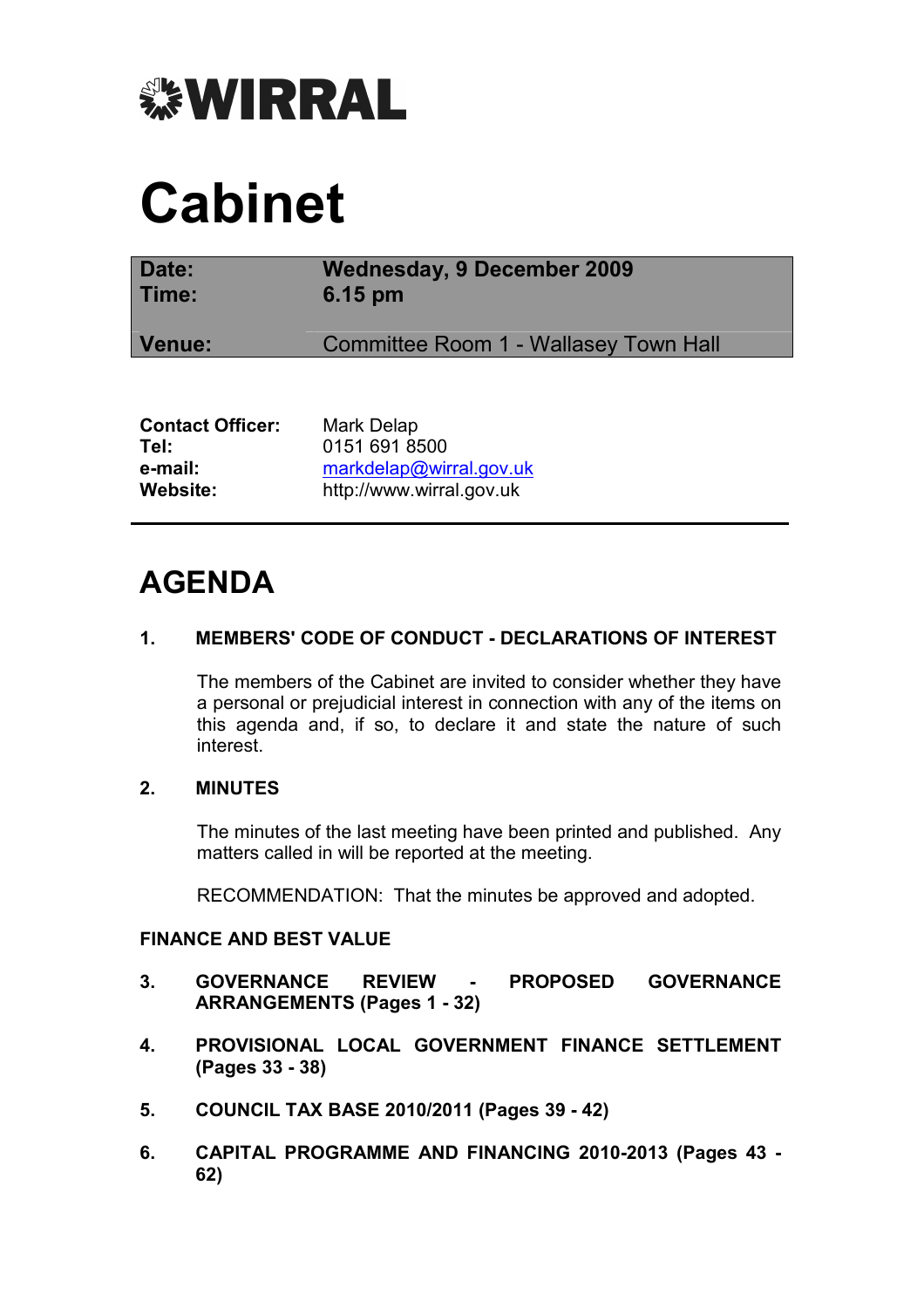WIRRAL

# Cabinet

| | |
|---|---|
| **Date:** | **Wednesday, 9 December 2009** |
| **Time:** | **6.15 pm** |
| **Venue:** | Committee Room 1 - Wallasey Town Hall |

| | |
|---|---|
| **Contact Officer:** | Mark Delap |
| **Tel:** | 0151 691 8500 |
| **e-mail:** | markdelap@wirral.gov.uk |
| **Website:** | http://www.wirral.gov.uk |

## AGENDA

**1. MEMBERS' CODE OF CONDUCT - DECLARATIONS OF INTEREST**

The members of the Cabinet are invited to consider whether they have a personal or prejudicial interest in connection with any of the items on this agenda and, if so, to declare it and state the nature of such interest.

**2. MINUTES**

The minutes of the last meeting have been printed and published. Any matters called in will be reported at the meeting.

RECOMMENDATION: That the minutes be approved and adopted.

**FINANCE AND BEST VALUE**

**3. GOVERNANCE REVIEW - PROPOSED GOVERNANCE ARRANGEMENTS (Pages 1 - 32)**

**4. PROVISIONAL LOCAL GOVERNMENT FINANCE SETTLEMENT (Pages 33 - 38)**

**5. COUNCIL TAX BASE 2010/2011 (Pages 39 - 42)**

**6. CAPITAL PROGRAMME AND FINANCING 2010-2013 (Pages 43 - 62)**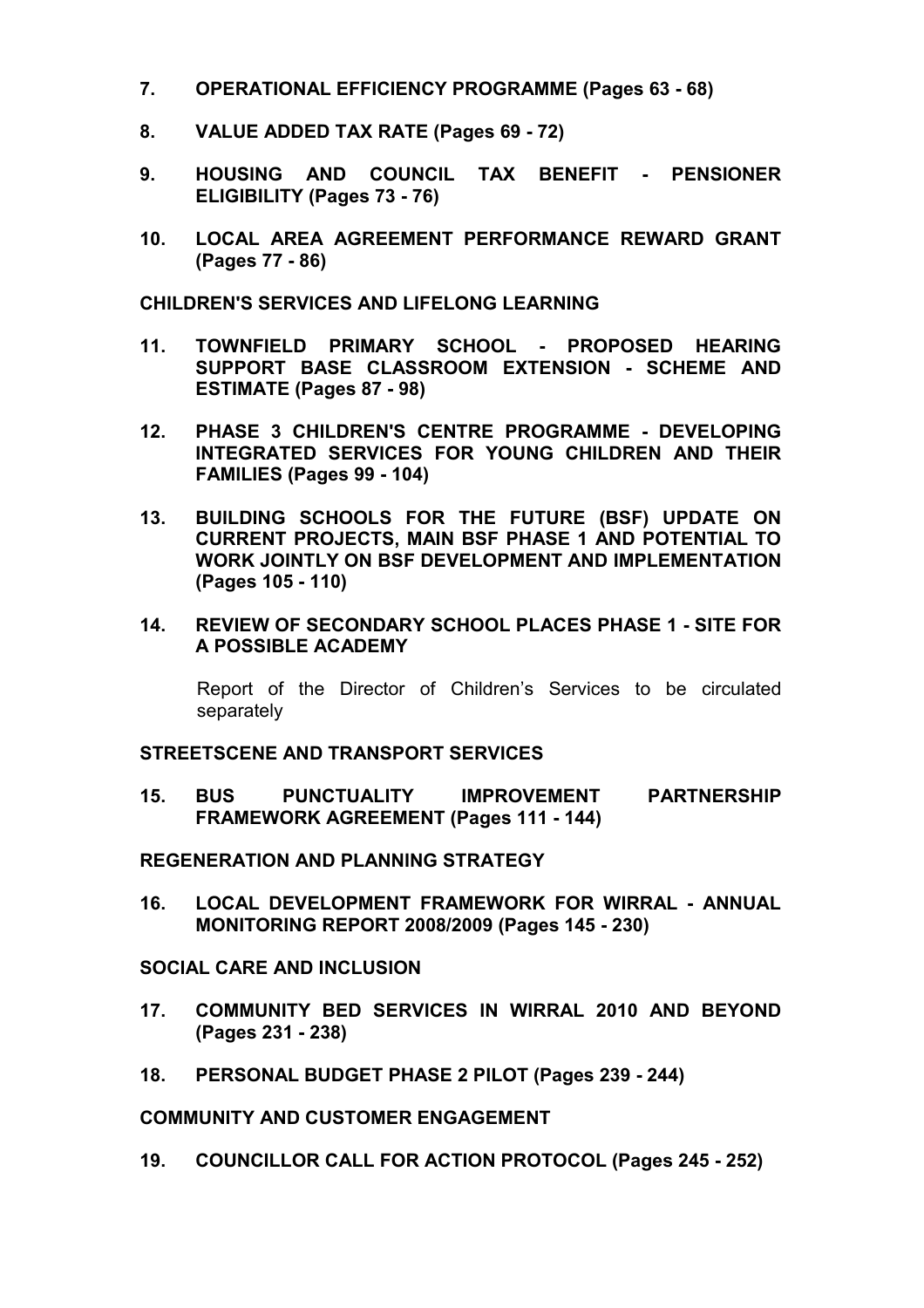**7. OPERATIONAL EFFICIENCY PROGRAMME (Pages 63 - 68)**

**8. VALUE ADDED TAX RATE (Pages 69 - 72)**

**9. HOUSING AND COUNCIL TAX BENEFIT - PENSIONER ELIGIBILITY (Pages 73 - 76)**

**10. LOCAL AREA AGREEMENT PERFORMANCE REWARD GRANT (Pages 77 - 86)**

**CHILDREN'S SERVICES AND LIFELONG LEARNING**

**11. TOWNFIELD PRIMARY SCHOOL - PROPOSED HEARING SUPPORT BASE CLASSROOM EXTENSION - SCHEME AND ESTIMATE (Pages 87 - 98)**

**12. PHASE 3 CHILDREN'S CENTRE PROGRAMME - DEVELOPING INTEGRATED SERVICES FOR YOUNG CHILDREN AND THEIR FAMILIES (Pages 99 - 104)**

**13. BUILDING SCHOOLS FOR THE FUTURE (BSF) UPDATE ON CURRENT PROJECTS, MAIN BSF PHASE 1 AND POTENTIAL TO WORK JOINTLY ON BSF DEVELOPMENT AND IMPLEMENTATION (Pages 105 - 110)**

**14. REVIEW OF SECONDARY SCHOOL PLACES PHASE 1 - SITE FOR A POSSIBLE ACADEMY**

Report of the Director of Children's Services to be circulated separately

**STREETSCENE AND TRANSPORT SERVICES**

**15. BUS PUNCTUALITY IMPROVEMENT PARTNERSHIP FRAMEWORK AGREEMENT (Pages 111 - 144)**

**REGENERATION AND PLANNING STRATEGY**

**16. LOCAL DEVELOPMENT FRAMEWORK FOR WIRRAL - ANNUAL MONITORING REPORT 2008/2009 (Pages 145 - 230)**

**SOCIAL CARE AND INCLUSION**

**17. COMMUNITY BED SERVICES IN WIRRAL 2010 AND BEYOND (Pages 231 - 238)**

**18. PERSONAL BUDGET PHASE 2 PILOT (Pages 239 - 244)**

**COMMUNITY AND CUSTOMER ENGAGEMENT**

**19. COUNCILLOR CALL FOR ACTION PROTOCOL (Pages 245 - 252)**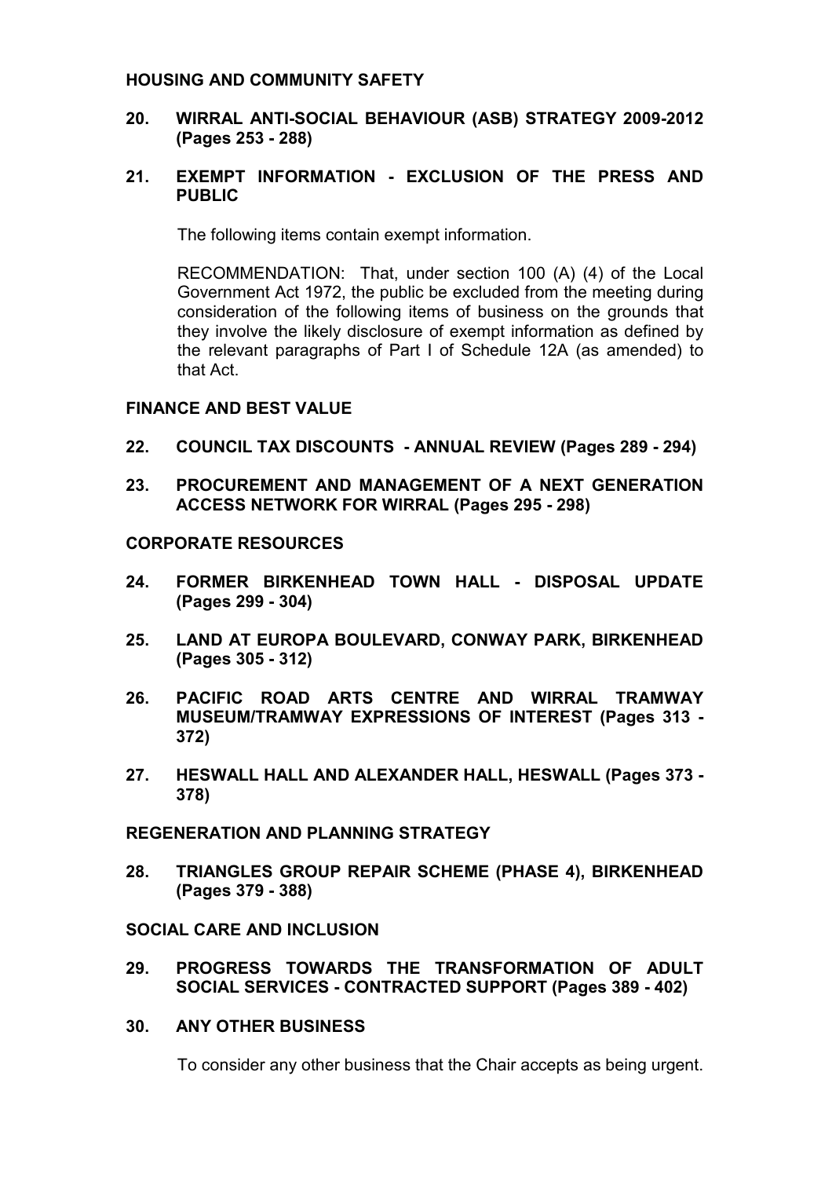**HOUSING AND COMMUNITY SAFETY**

**20. WIRRAL ANTI-SOCIAL BEHAVIOUR (ASB) STRATEGY 2009-2012 (Pages 253 - 288)**

**21. EXEMPT INFORMATION - EXCLUSION OF THE PRESS AND PUBLIC**

The following items contain exempt information.

RECOMMENDATION: That, under section 100 (A) (4) of the Local Government Act 1972, the public be excluded from the meeting during consideration of the following items of business on the grounds that they involve the likely disclosure of exempt information as defined by the relevant paragraphs of Part I of Schedule 12A (as amended) to that Act.

**FINANCE AND BEST VALUE**

**22. COUNCIL TAX DISCOUNTS - ANNUAL REVIEW (Pages 289 - 294)**

**23. PROCUREMENT AND MANAGEMENT OF A NEXT GENERATION ACCESS NETWORK FOR WIRRAL (Pages 295 - 298)**

**CORPORATE RESOURCES**

**24. FORMER BIRKENHEAD TOWN HALL - DISPOSAL UPDATE (Pages 299 - 304)**

**25. LAND AT EUROPA BOULEVARD, CONWAY PARK, BIRKENHEAD (Pages 305 - 312)**

**26. PACIFIC ROAD ARTS CENTRE AND WIRRAL TRAMWAY MUSEUM/TRAMWAY EXPRESSIONS OF INTEREST (Pages 313 - 372)**

**27. HESWALL HALL AND ALEXANDER HALL, HESWALL (Pages 373 - 378)**

**REGENERATION AND PLANNING STRATEGY**

**28. TRIANGLES GROUP REPAIR SCHEME (PHASE 4), BIRKENHEAD (Pages 379 - 388)**

**SOCIAL CARE AND INCLUSION**

**29. PROGRESS TOWARDS THE TRANSFORMATION OF ADULT SOCIAL SERVICES - CONTRACTED SUPPORT (Pages 389 - 402)**

**30. ANY OTHER BUSINESS**

To consider any other business that the Chair accepts as being urgent.